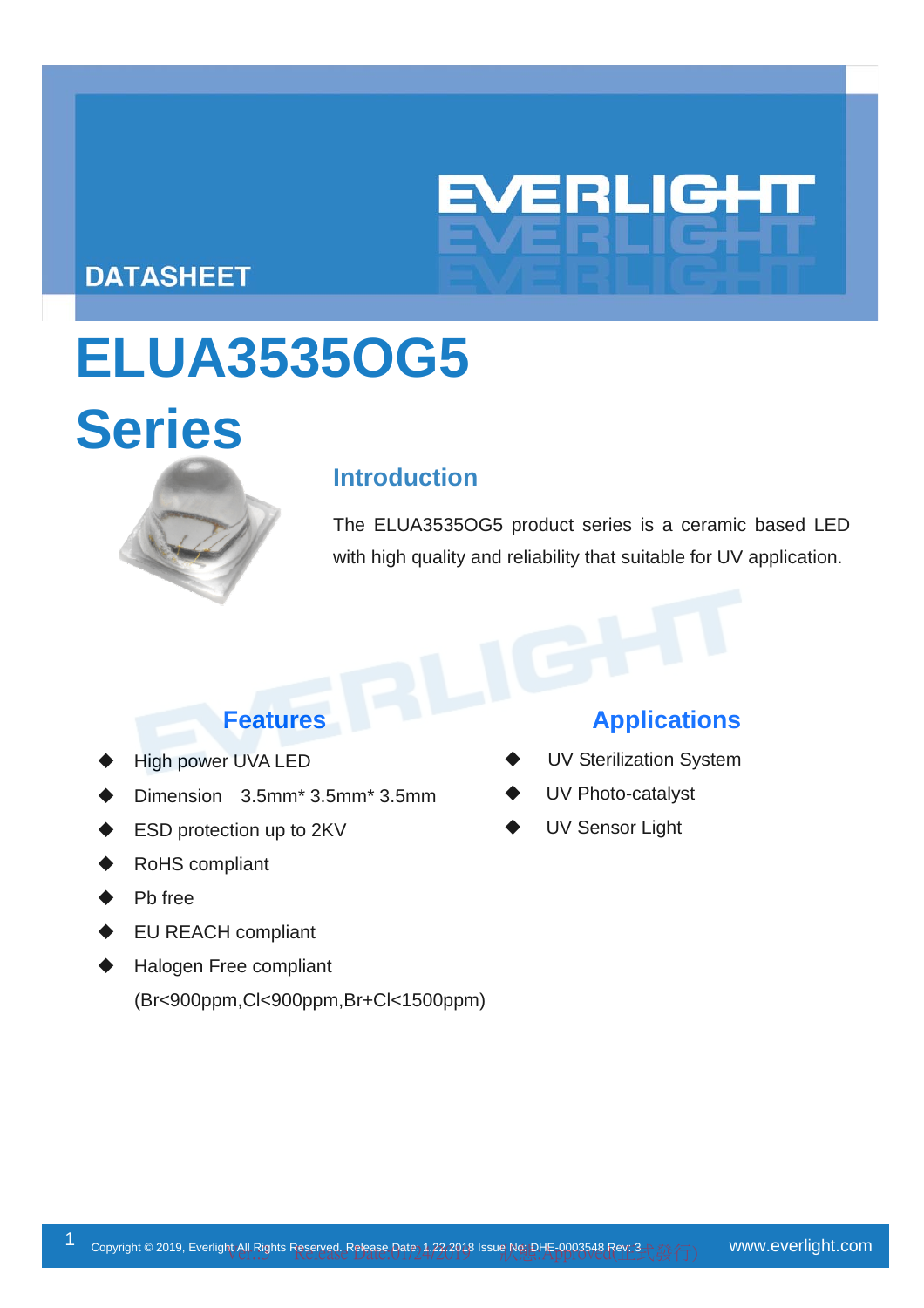DATASHEET

# ELUA3535OG5 Series

## Introduction

The ELUA3535OG5 product series is a ceramic based LED with high quality and reliability that suitable for UV application.

## Features

- High power UVA LED
- Dimension 3.5mm* 3.5mm* 3.5mm
- ESD protection up to 2KV
- RoHS compliant
- Pb free
- EU REACH compliant
- Halogen Free compliant (Br<900ppm,Cl<900ppm,Br+Cl<1500ppm)

## Applications

- UV Sterilization System
- UV Photo-catalyst
- UV Sensor Light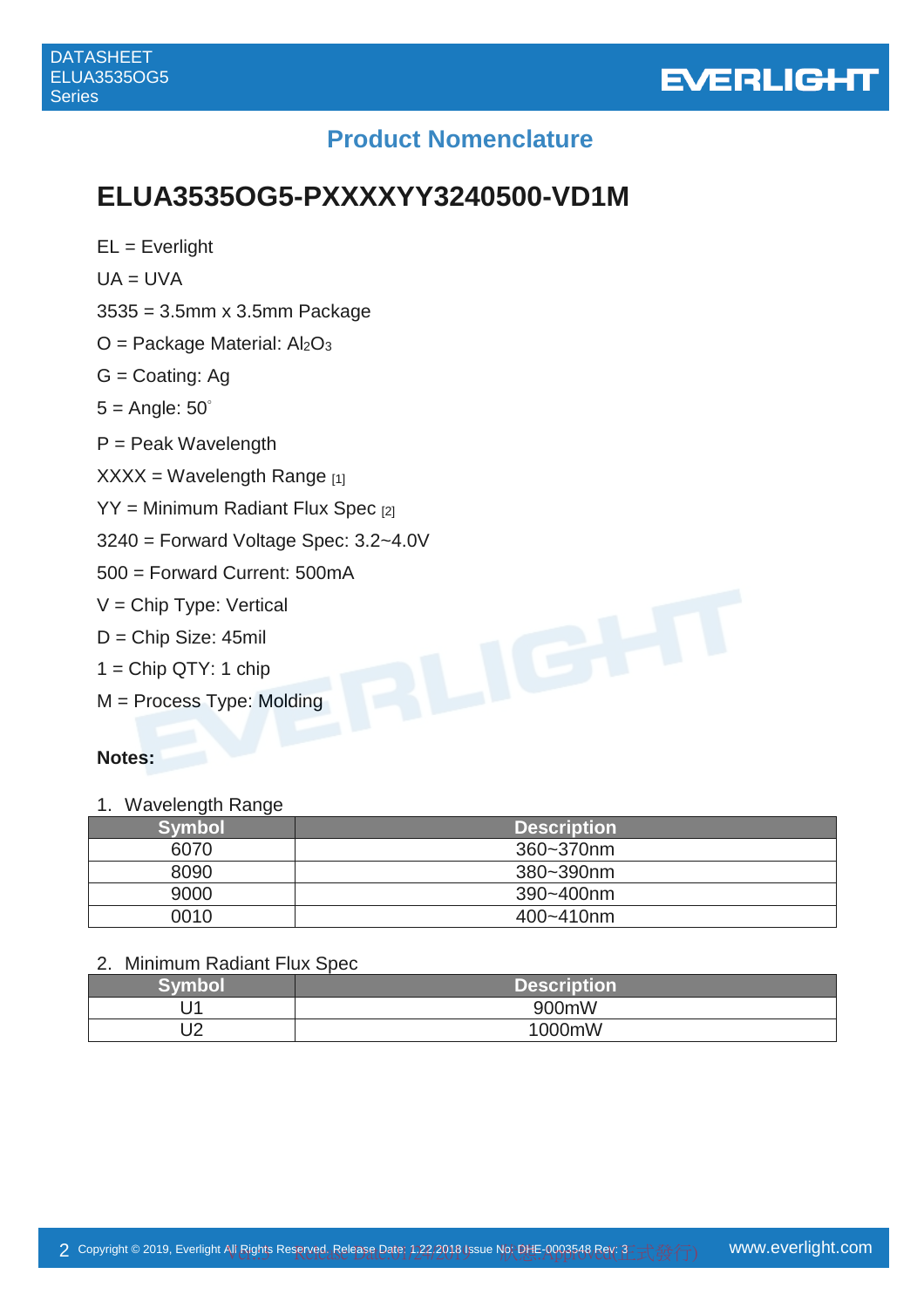## Product Nomenclature

# ELUA3535OG5-PXXXXYY3240500-VD1M

EL = Everlight

UA = UVA

3535 = 3.5mm x 3.5mm Package

O = Package Material: $Al_2O_3$

G = Coating: Ag

5 = Angle: 50°

P = Peak Wavelength

XXXX = Wavelength Range [1]

YY = Minimum Radiant Flux Spec [2]

3240 = Forward Voltage Spec: 3.2~4.0V

500 = Forward Current: 500mA

V = Chip Type: Vertical

D = Chip Size: 45mil

1 = Chip QTY: 1 chip

M = Process Type: Molding

**Notes:**

1. Wavelength Range

| Symbol | Description |
|---|---|
| 6070 | 360~370nm |
| 8090 | 380~390nm |
| 9000 | 390~400nm |
| 0010 | 400~410nm |

2. Minimum Radiant Flux Spec

| Symbol | Description |
|---|---|
| U1 | 900mW |
| U2 | 1000mW |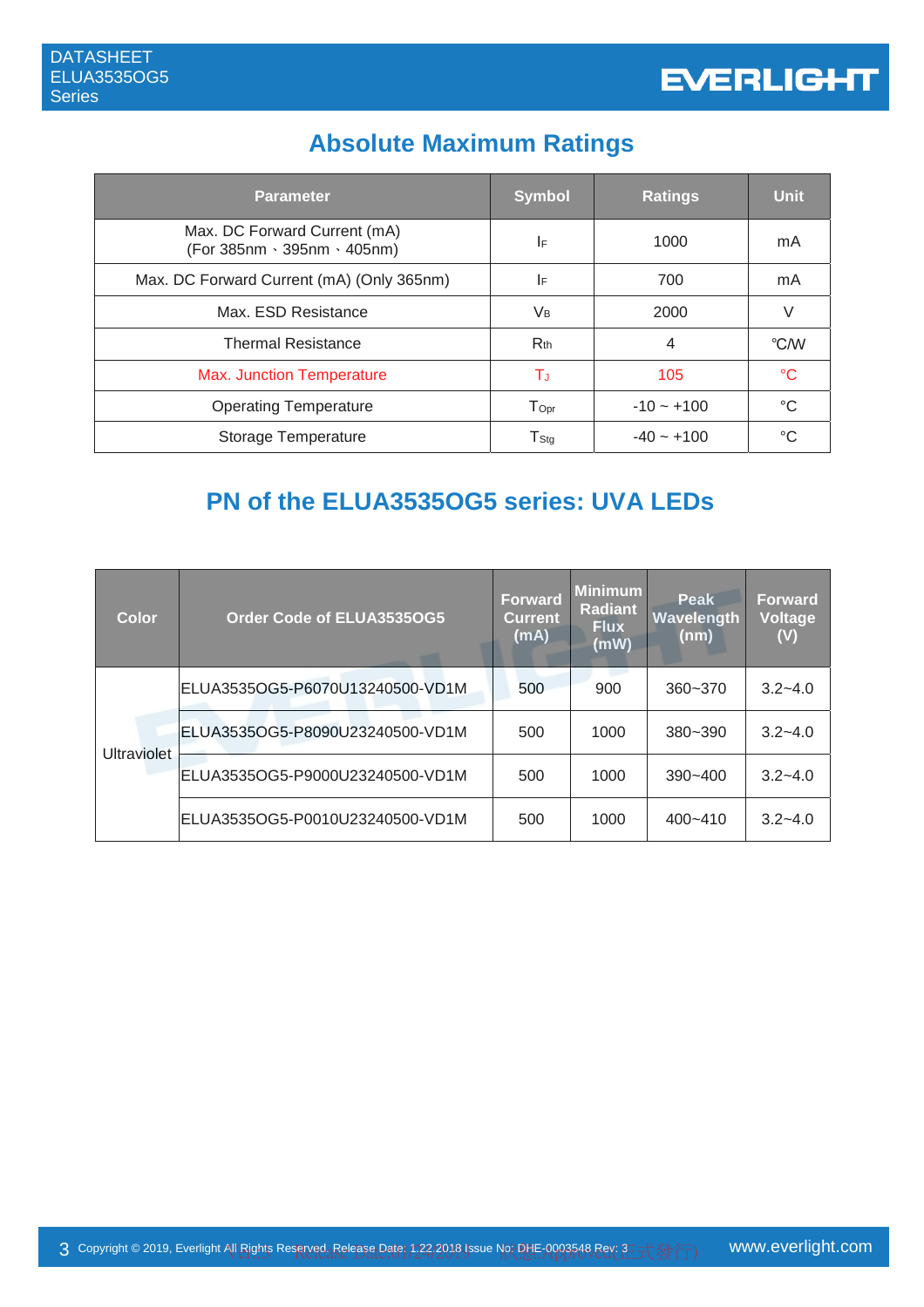## Absolute Maximum Ratings

| Parameter | Symbol | Ratings | Unit |
|---|---|---|---|
| Max. DC Forward Current (mA) (For 385nm、395nm、405nm) | $I_F$ | 1000 | mA |
| Max. DC Forward Current (mA) (Only 365nm) | $I_F$ | 700 | mA |
| Max. ESD Resistance | $V_B$ | 2000 | V |
| Thermal Resistance | $R_{th}$ | 4 | ℃/W |
| Max. Junction Temperature | $T_J$ | 105 | ℃ |
| Operating Temperature | $T_{Opr}$ | -10 ~ +100 | ℃ |
| Storage Temperature | $T_{Stg}$ | -40 ~ +100 | ℃ |

## PN of the ELUA3535OG5 series: UVA LEDs

| Color | Order Code of ELUA3535OG5 | Forward Current (mA) | Minimum Radiant Flux (mW) | Peak Wavelength (nm) | Forward Voltage (V) |
|---|---|---|---|---|---|
| Ultraviolet | ELUA3535OG5-P6070U13240500-VD1M | 500 | 900 | 360~370 | 3.2~4.0 |
| | ELUA3535OG5-P8090U23240500-VD1M | 500 | 1000 | 380~390 | 3.2~4.0 |
| | ELUA3535OG5-P9000U23240500-VD1M | 500 | 1000 | 390~400 | 3.2~4.0 |
| | ELUA3535OG5-P0010U23240500-VD1M | 500 | 1000 | 400~410 | 3.2~4.0 |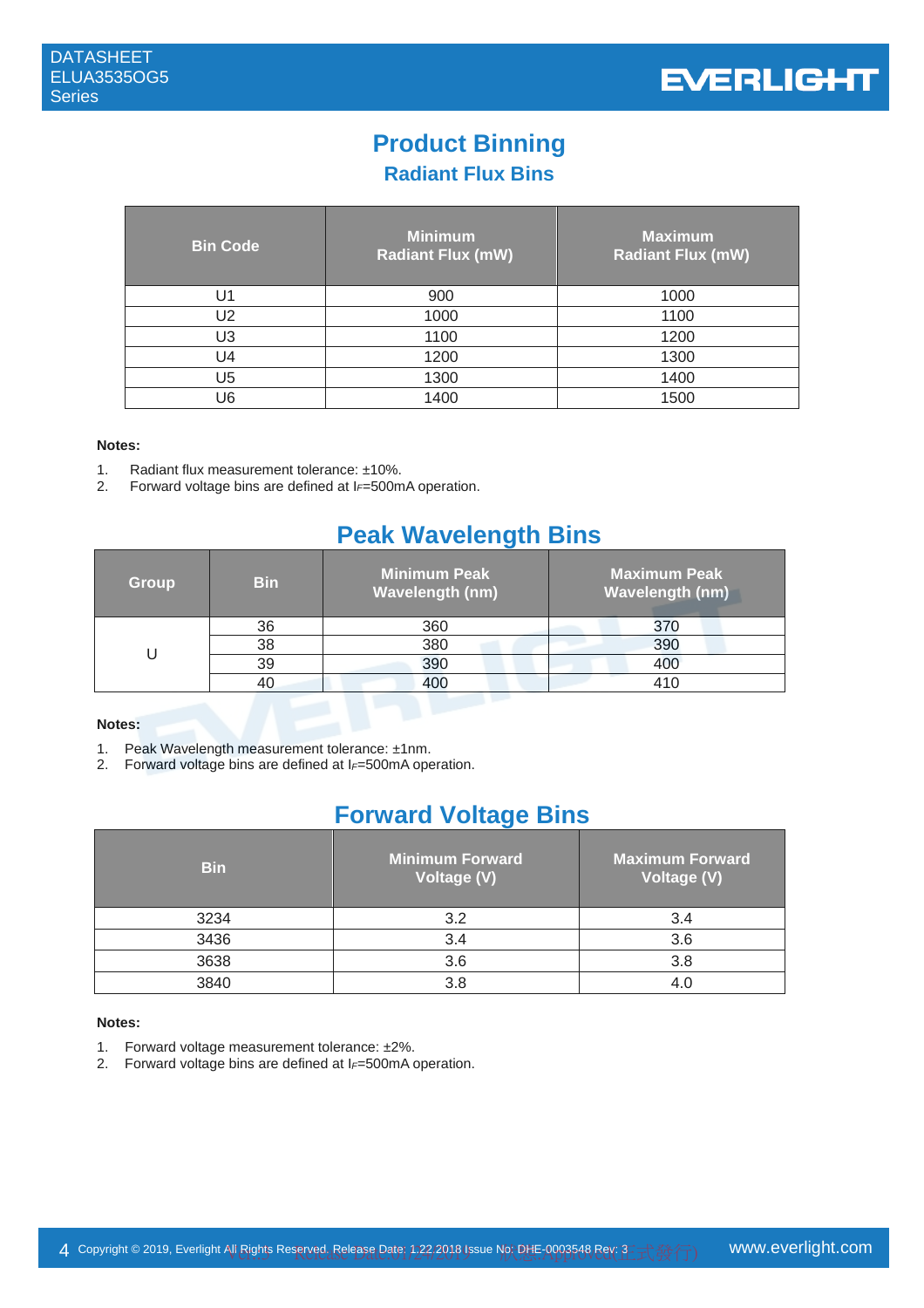# Product Binning

## Radiant Flux Bins

| Bin Code | Minimum Radiant Flux (mW) | Maximum Radiant Flux (mW) |
|---|---|---|
| U1 | 900 | 1000 |
| U2 | 1000 | 1100 |
| U3 | 1100 | 1200 |
| U4 | 1200 | 1300 |
| U5 | 1300 | 1400 |
| U6 | 1400 | 1500 |

**Notes:**

1. Radiant flux measurement tolerance: ±10%.
2. Forward voltage bins are defined at $I_F$=500mA operation.

## Peak Wavelength Bins

| Group | Bin | Minimum Peak Wavelength (nm) | Maximum Peak Wavelength (nm) |
|---|---|---|---|
| U | 36 | 360 | 370 |
| | 38 | 380 | 390 |
| | 39 | 390 | 400 |
| | 40 | 400 | 410 |

**Notes:**

1. Peak Wavelength measurement tolerance: ±1nm.
2. Forward voltage bins are defined at $I_F$=500mA operation.

## Forward Voltage Bins

| Bin | Minimum Forward Voltage (V) | Maximum Forward Voltage (V) |
|---|---|---|
| 3234 | 3.2 | 3.4 |
| 3436 | 3.4 | 3.6 |
| 3638 | 3.6 | 3.8 |
| 3840 | 3.8 | 4.0 |

**Notes:**

1. Forward voltage measurement tolerance: ±2%.
2. Forward voltage bins are defined at $I_F$=500mA operation.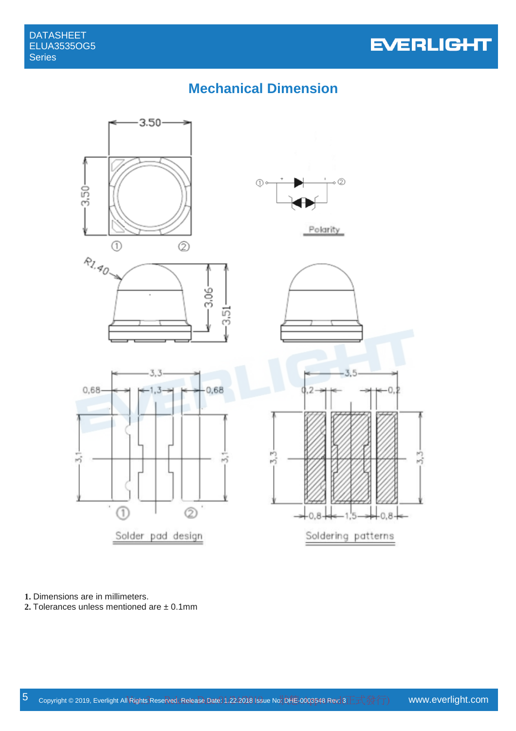## Mechanical Dimension

3.50

3.50

① ②

Polarity

R1.40

3.06

3.51

3,3

0,68 1,3 0,68

3,1 3,1

① ②

Solder pad design

3,5

0,2 0,2

3,3 3,3

0,8 1,5 0,8

Soldering patterns

1. Dimensions are in millimeters.
2. Tolerances unless mentioned are ± 0.1mm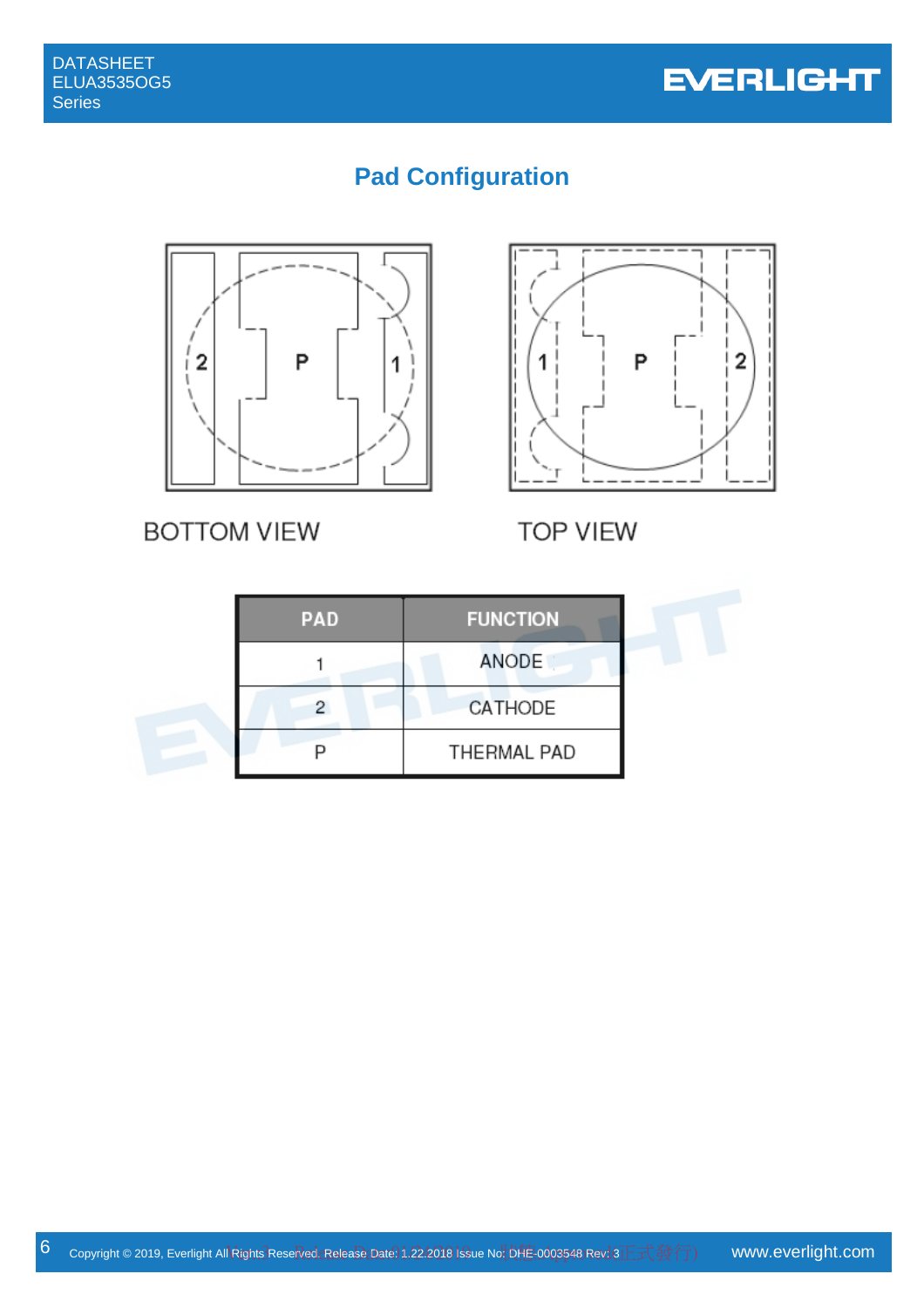## Pad Configuration

BOTTOM VIEW

TOP VIEW

| PAD | FUNCTION |
|---|---|
| 1 | ANODE |
| 2 | CATHODE |
| P | THERMAL PAD |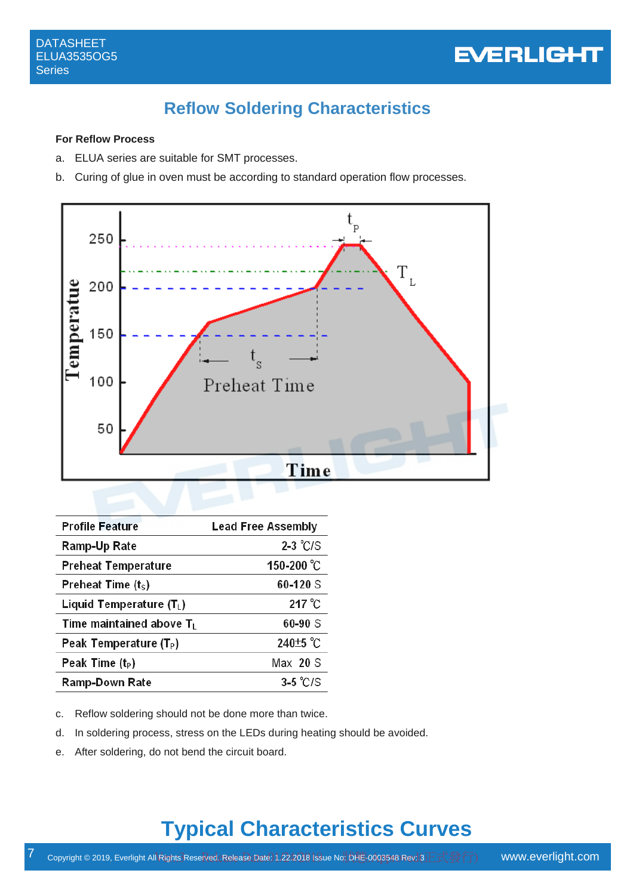## Reflow Soldering Characteristics

**For Reflow Process**

a. ELUA series are suitable for SMT processes.

b. Curing of glue in oven must be according to standard operation flow processes.

| Profile Feature | Lead Free Assembly |
|---|---|
| Ramp-Up Rate | 2-3 ℃/S |
| Preheat Temperature | 150-200 ℃ |
| Preheat Time ($t_S$) | 60-120 S |
| Liquid Temperature ($T_L$) | 217 ℃ |
| Time maintained above $T_L$ | 60-90 S |
| Peak Temperature ($T_P$) | 240±5 ℃ |
| Peak Time ($t_P$) | Max 20 S |
| Ramp-Down Rate | 3-5 ℃/S |

c. Reflow soldering should not be done more than twice.

d. In soldering process, stress on the LEDs during heating should be avoided.

e. After soldering, do not bend the circuit board.

## Typical Characteristics Curves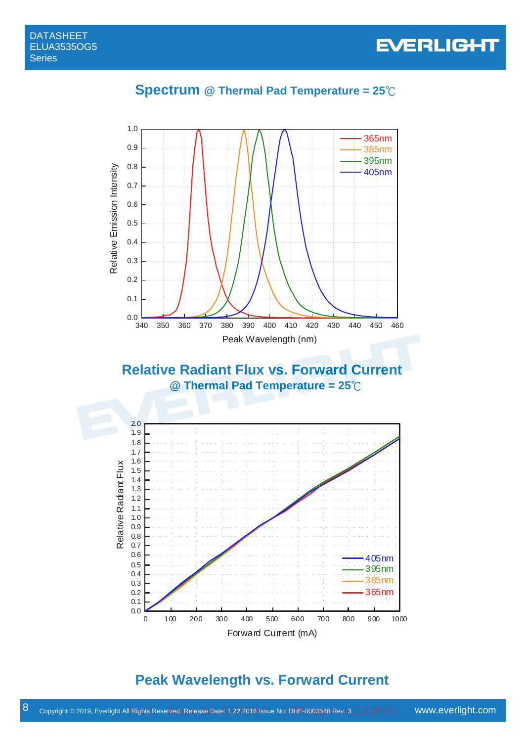## Spectrum @ Thermal Pad Temperature = 25℃

## Relative Radiant Flux vs. Forward Current
### @ Thermal Pad Temperature = 25℃

## Peak Wavelength vs. Forward Current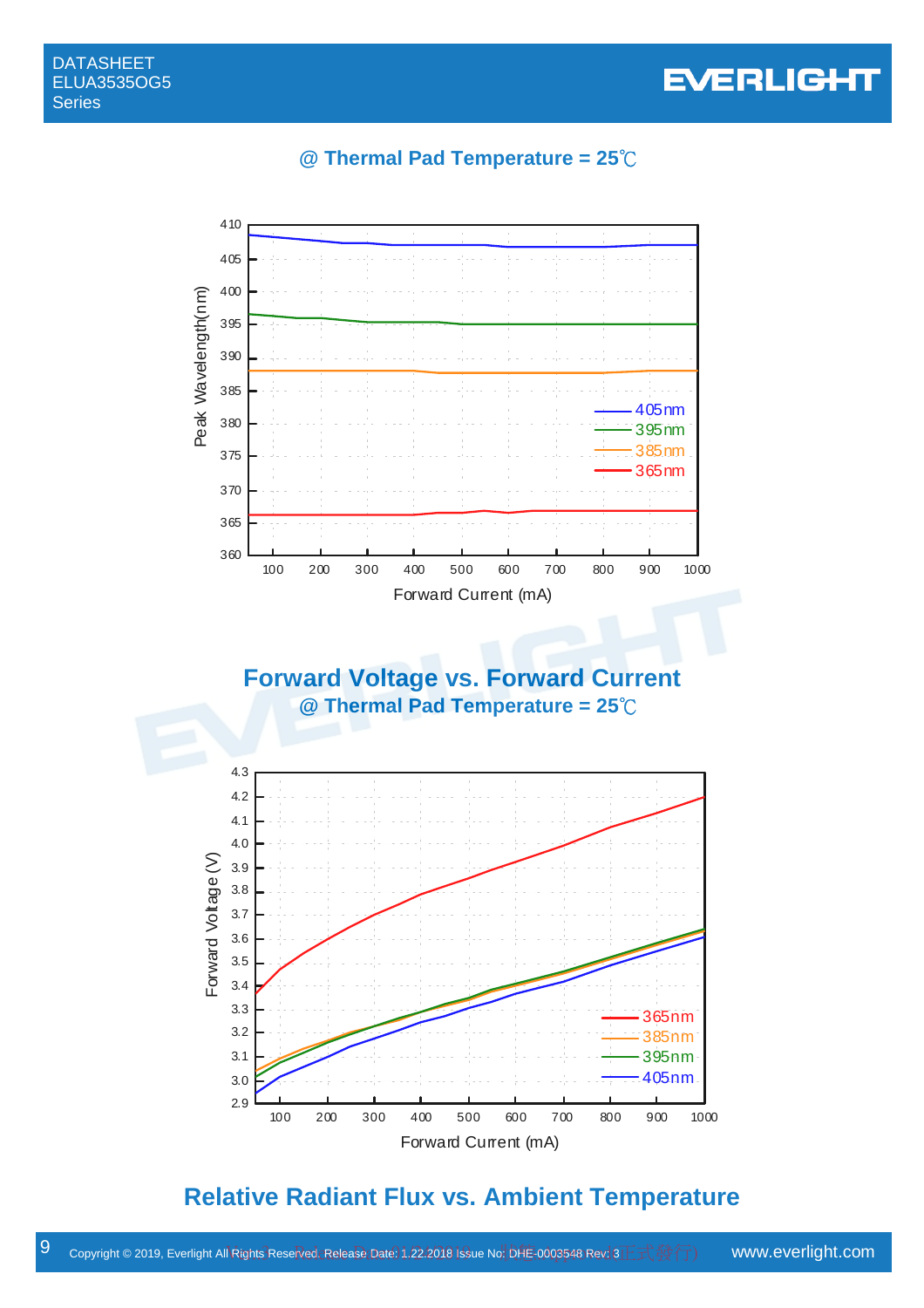### @ Thermal Pad Temperature = 25℃

Peak Wavelength(nm) vs. Forward Current (mA)

Legend: 405nm, 395nm, 385nm, 365nm

## Forward Voltage vs. Forward Current

### @ Thermal Pad Temperature = 25℃

Forward Voltage (V) vs. Forward Current (mA)

Legend: 365nm, 385nm, 395nm, 405nm

## Relative Radiant Flux vs. Ambient Temperature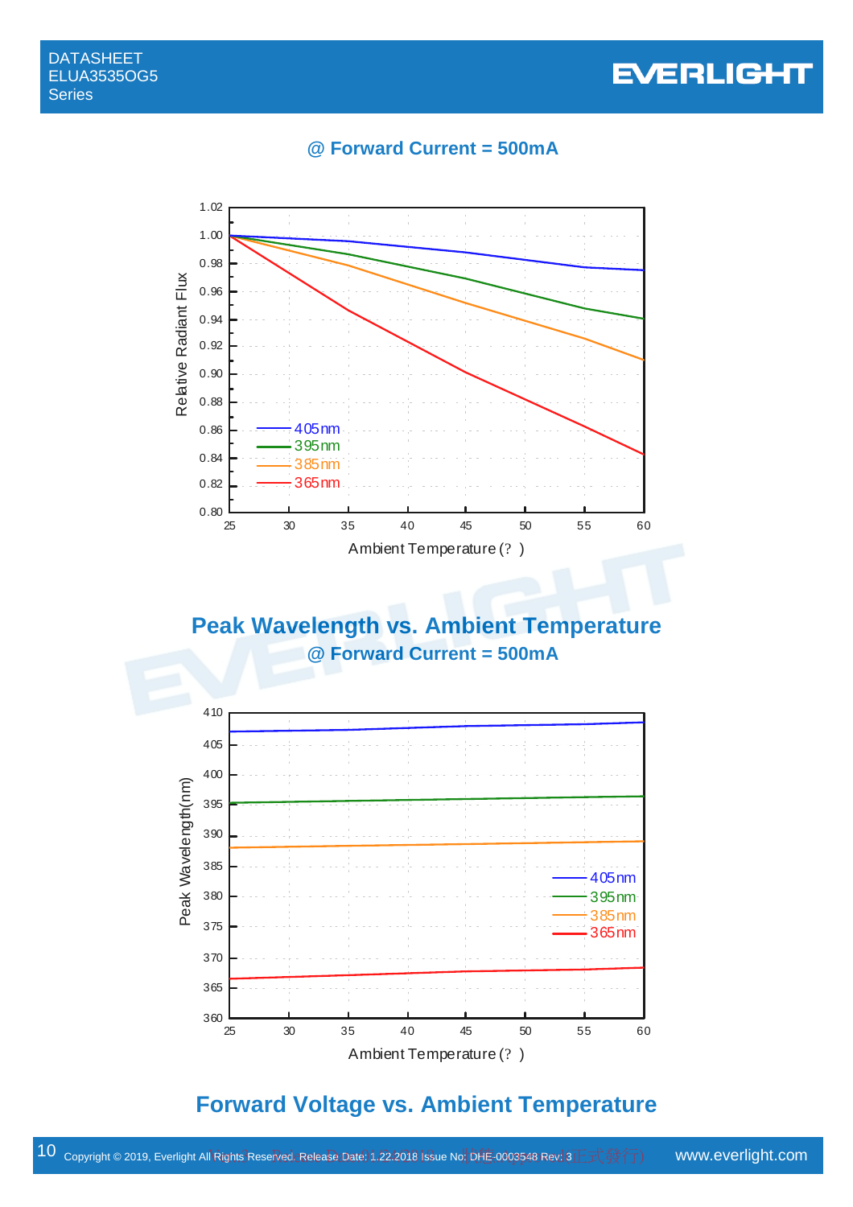@ Forward Current = 500mA

## Peak Wavelength vs. Ambient Temperature

@ Forward Current = 500mA

## Forward Voltage vs. Ambient Temperature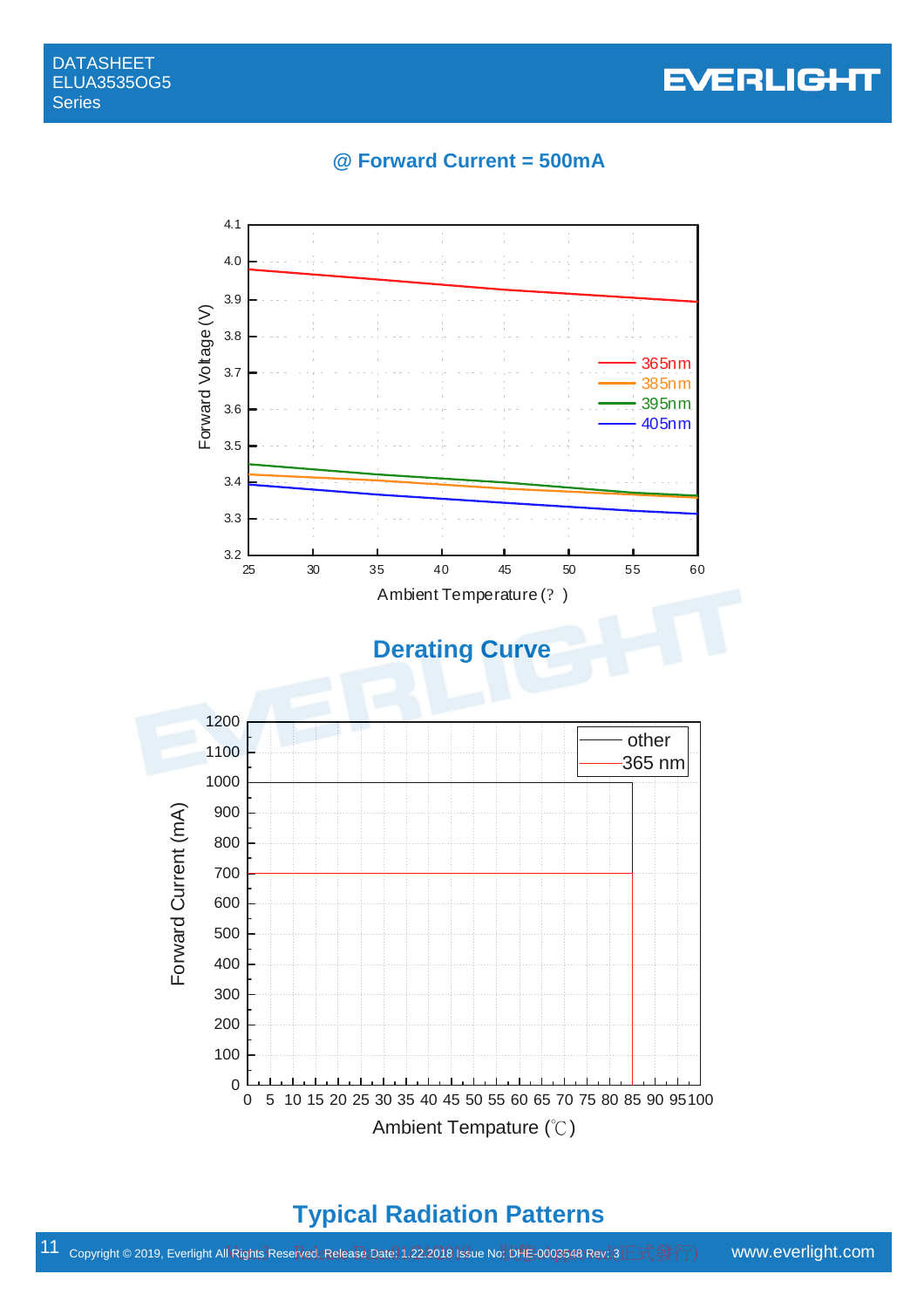**@ Forward Current = 500mA**

## Derating Curve

## Typical Radiation Patterns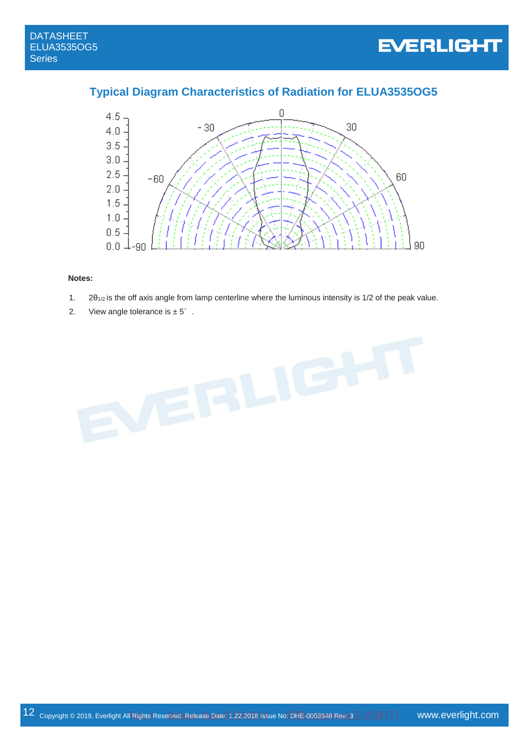## Typical Diagram Characteristics of Radiation for ELUA3535OG5

**Notes:**

1. $2\theta_{1/2}$ is the off axis angle from lamp centerline where the luminous intensity is 1/2 of the peak value.
2. View angle tolerance is ± 5°.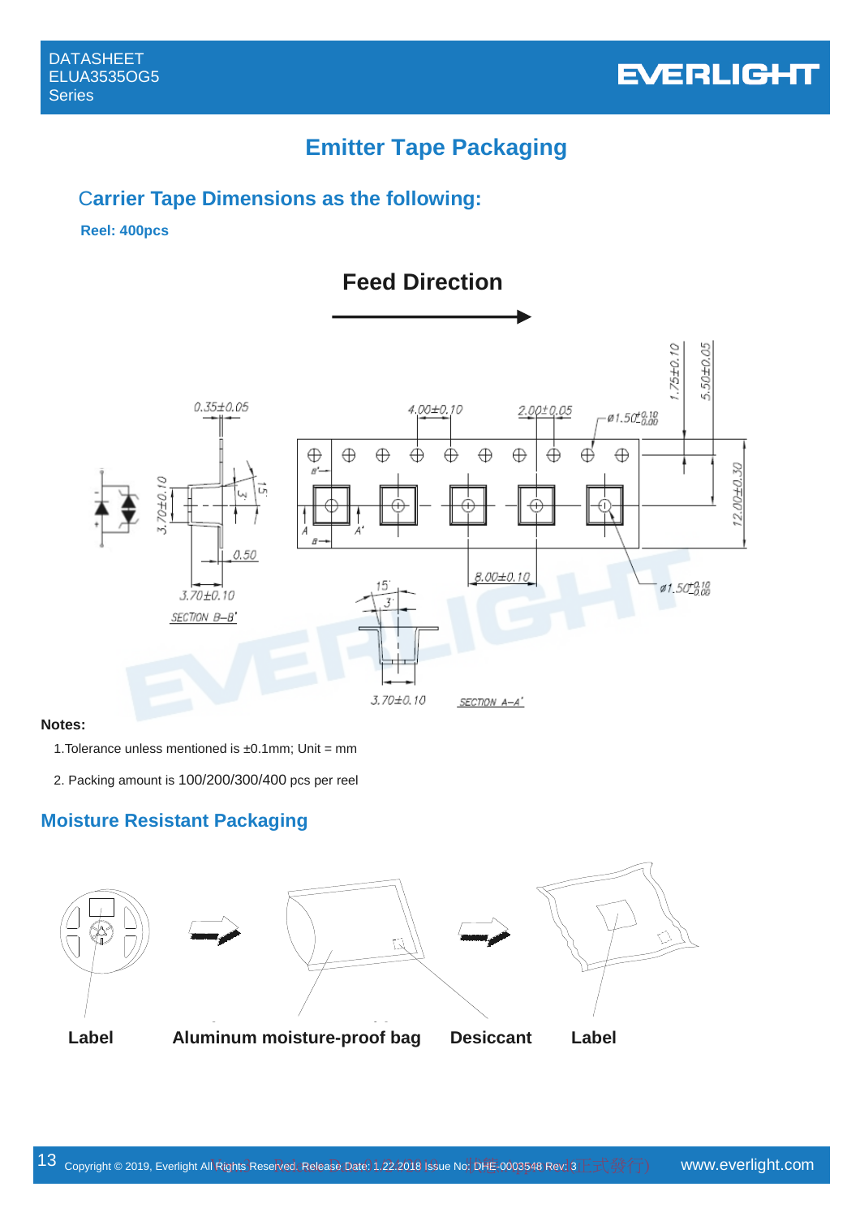## Emitter Tape Packaging

### Carrier Tape Dimensions as the following:

**Reel: 400pcs**

**Feed Direction**

0.35±0.05

4.00±0.10

2.00±0.05

ø1.50 $^{+0.10}_{-0.00}$

1.75±0.10

5.50±0.05

3.70±0.10

15°

3°

0.50

12.00±0.30

3.70±0.10

SECTION B–B'

8.00±0.10

ø1.50 $^{+0.10}_{-0.00}$

15°

3°

3.70±0.10

SECTION A–A'

**Notes:**

1.Tolerance unless mentioned is ±0.1mm; Unit = mm

2. Packing amount is 100/200/300/400 pcs per reel

## Moisture Resistant Packaging

**Label** **Aluminum moisture-proof bag** **Desiccant** **Label**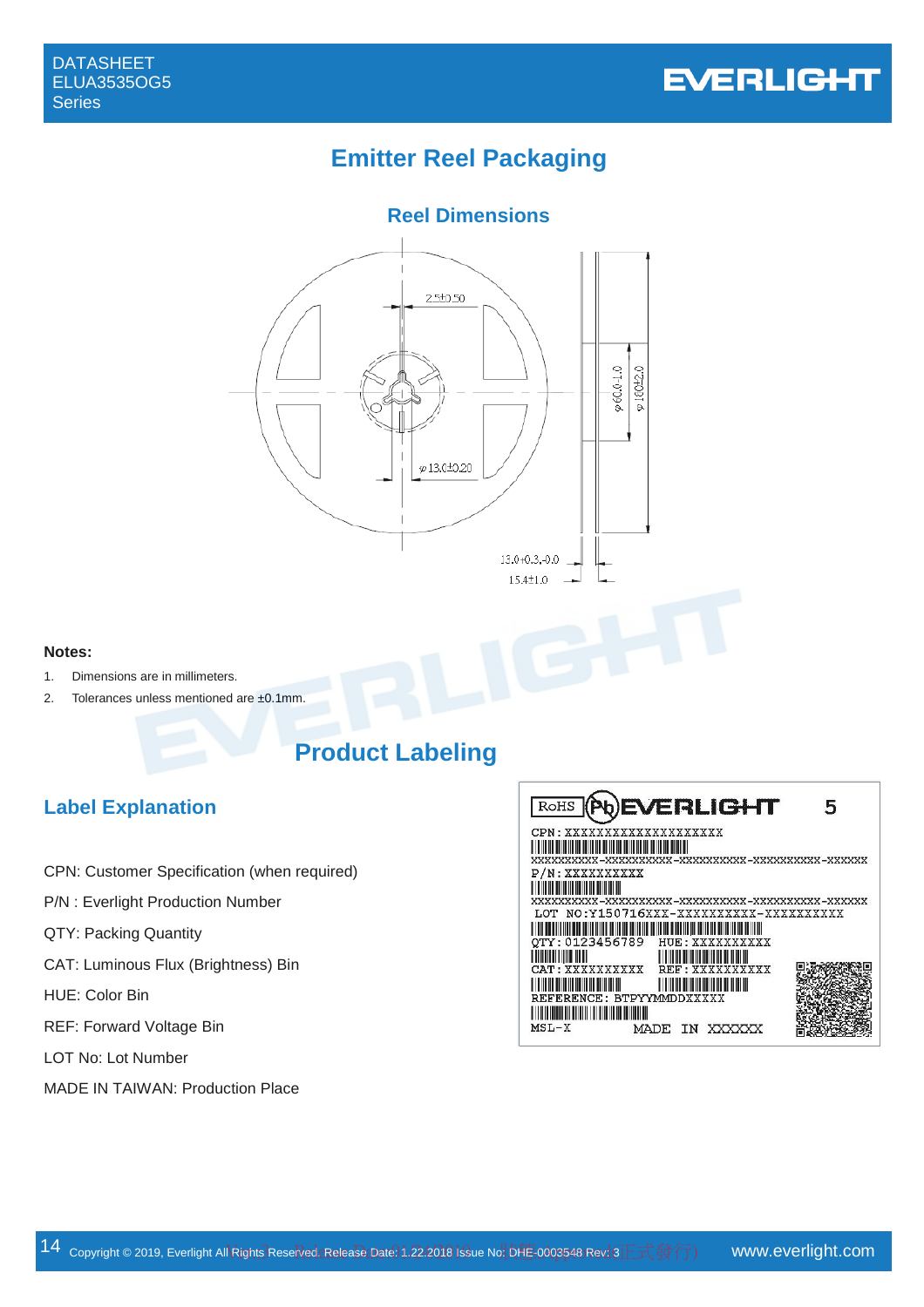# Emitter Reel Packaging

## Reel Dimensions

**Notes:**

1. Dimensions are in millimeters.
2. Tolerances unless mentioned are ±0.1mm.

# Product Labeling

## Label Explanation

CPN: Customer Specification (when required)

P/N : Everlight Production Number

QTY: Packing Quantity

CAT: Luminous Flux (Brightness) Bin

HUE: Color Bin

REF: Forward Voltage Bin

LOT No: Lot Number

MADE IN TAIWAN: Production Place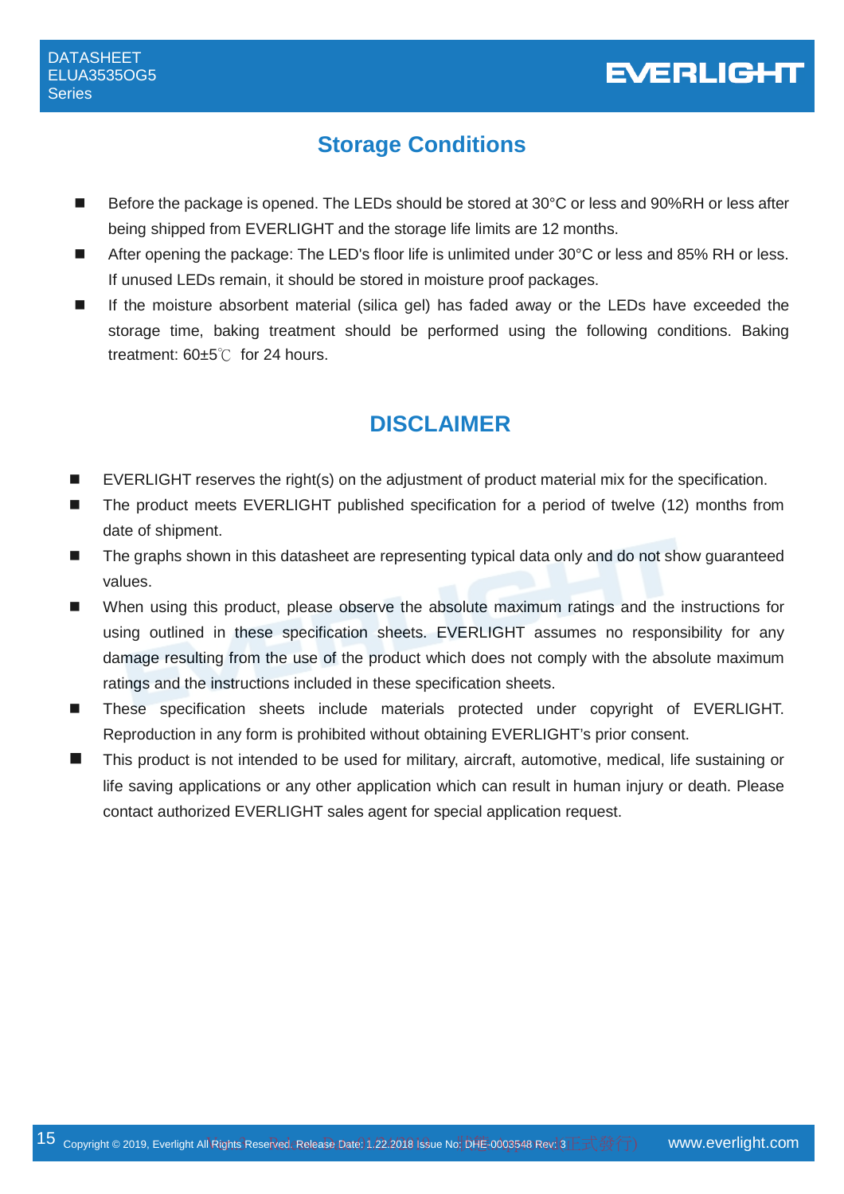## Storage Conditions

- Before the package is opened. The LEDs should be stored at 30°C or less and 90%RH or less after being shipped from EVERLIGHT and the storage life limits are 12 months.
- After opening the package: The LED's floor life is unlimited under 30°C or less and 85% RH or less. If unused LEDs remain, it should be stored in moisture proof packages.
- If the moisture absorbent material (silica gel) has faded away or the LEDs have exceeded the storage time, baking treatment should be performed using the following conditions. Baking treatment: 60±5℃ for 24 hours.

## DISCLAIMER

- EVERLIGHT reserves the right(s) on the adjustment of product material mix for the specification.
- The product meets EVERLIGHT published specification for a period of twelve (12) months from date of shipment.
- The graphs shown in this datasheet are representing typical data only and do not show guaranteed values.
- When using this product, please observe the absolute maximum ratings and the instructions for using outlined in these specification sheets. EVERLIGHT assumes no responsibility for any damage resulting from the use of the product which does not comply with the absolute maximum ratings and the instructions included in these specification sheets.
- These specification sheets include materials protected under copyright of EVERLIGHT. Reproduction in any form is prohibited without obtaining EVERLIGHT's prior consent.
- This product is not intended to be used for military, aircraft, automotive, medical, life sustaining or life saving applications or any other application which can result in human injury or death. Please contact authorized EVERLIGHT sales agent for special application request.